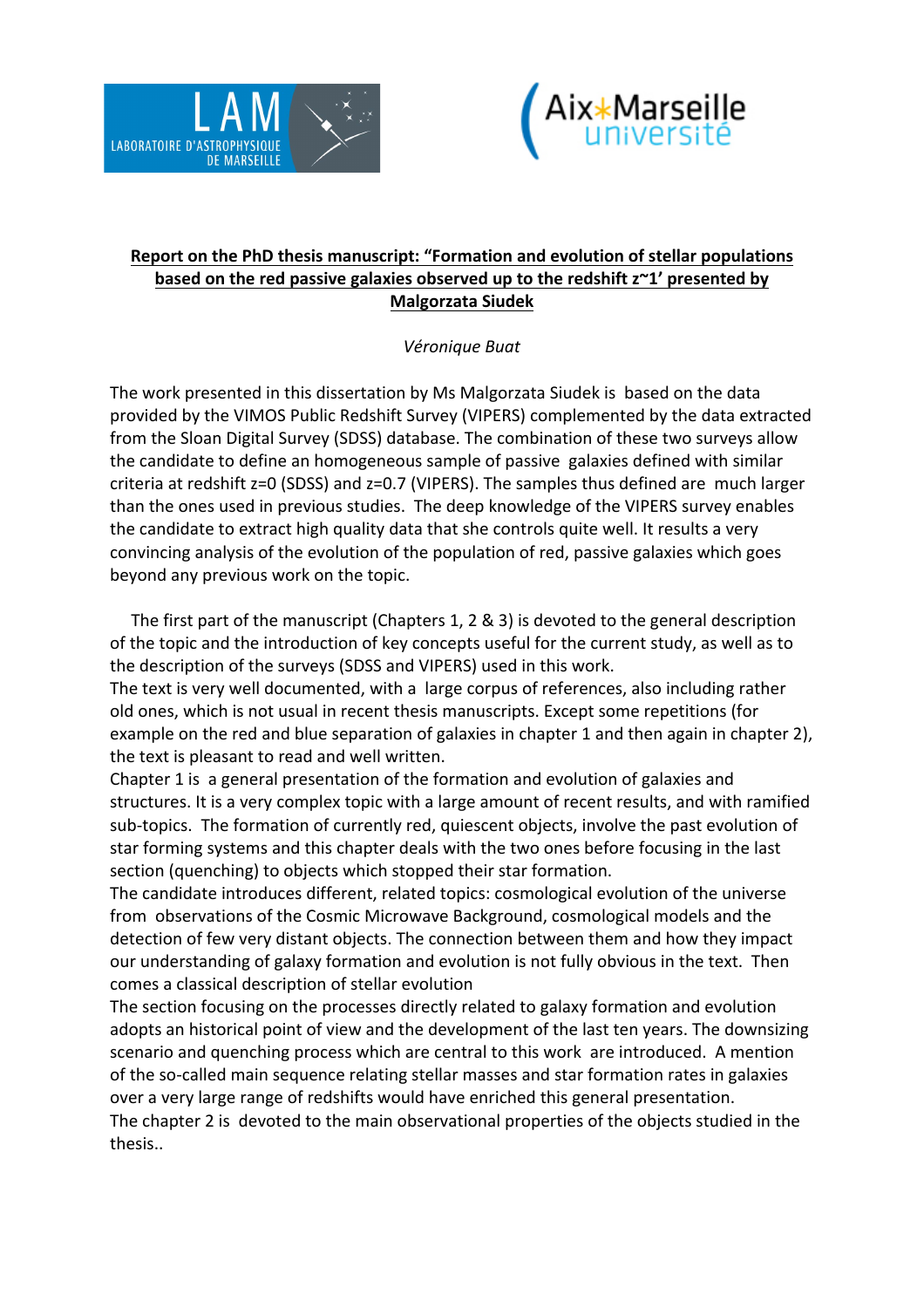**Report on the PhD thesis manuscript: "Formation and evolution of stellar populations based on the red passive galaxies observed up to the redshift z~1' presented by Malgorzata Siudek**

*Véronique Buat*

The work presented in this dissertation by Ms Malgorzata Siudek is based on the data provided by the VIMOS Public Redshift Survey (VIPERS) complemented by the data extracted from the Sloan Digital Survey (SDSS) database. The combination of these two surveys allow the candidate to define an homogeneous sample of passive galaxies defined with similar criteria at redshift z=0 (SDSS) and z=0.7 (VIPERS). The samples thus defined are much larger than the ones used in previous studies. The deep knowledge of the VIPERS survey enables the candidate to extract high quality data that she controls quite well. It results a very convincing analysis of the evolution of the population of red, passive galaxies which goes beyond any previous work on the topic.

The first part of the manuscript (Chapters 1, 2 & 3) is devoted to the general description of the topic and the introduction of key concepts useful for the current study, as well as to the description of the surveys (SDSS and VIPERS) used in this work.
The text is very well documented, with a large corpus of references, also including rather old ones, which is not usual in recent thesis manuscripts. Except some repetitions (for example on the red and blue separation of galaxies in chapter 1 and then again in chapter 2), the text is pleasant to read and well written.
Chapter 1 is a general presentation of the formation and evolution of galaxies and structures. It is a very complex topic with a large amount of recent results, and with ramified sub-topics. The formation of currently red, quiescent objects, involve the past evolution of star forming systems and this chapter deals with the two ones before focusing in the last section (quenching) to objects which stopped their star formation.
The candidate introduces different, related topics: cosmological evolution of the universe from observations of the Cosmic Microwave Background, cosmological models and the detection of few very distant objects. The connection between them and how they impact our understanding of galaxy formation and evolution is not fully obvious in the text. Then comes a classical description of stellar evolution
The section focusing on the processes directly related to galaxy formation and evolution adopts an historical point of view and the development of the last ten years. The downsizing scenario and quenching process which are central to this work are introduced. A mention of the so-called main sequence relating stellar masses and star formation rates in galaxies over a very large range of redshifts would have enriched this general presentation.
The chapter 2 is devoted to the main observational properties of the objects studied in the thesis..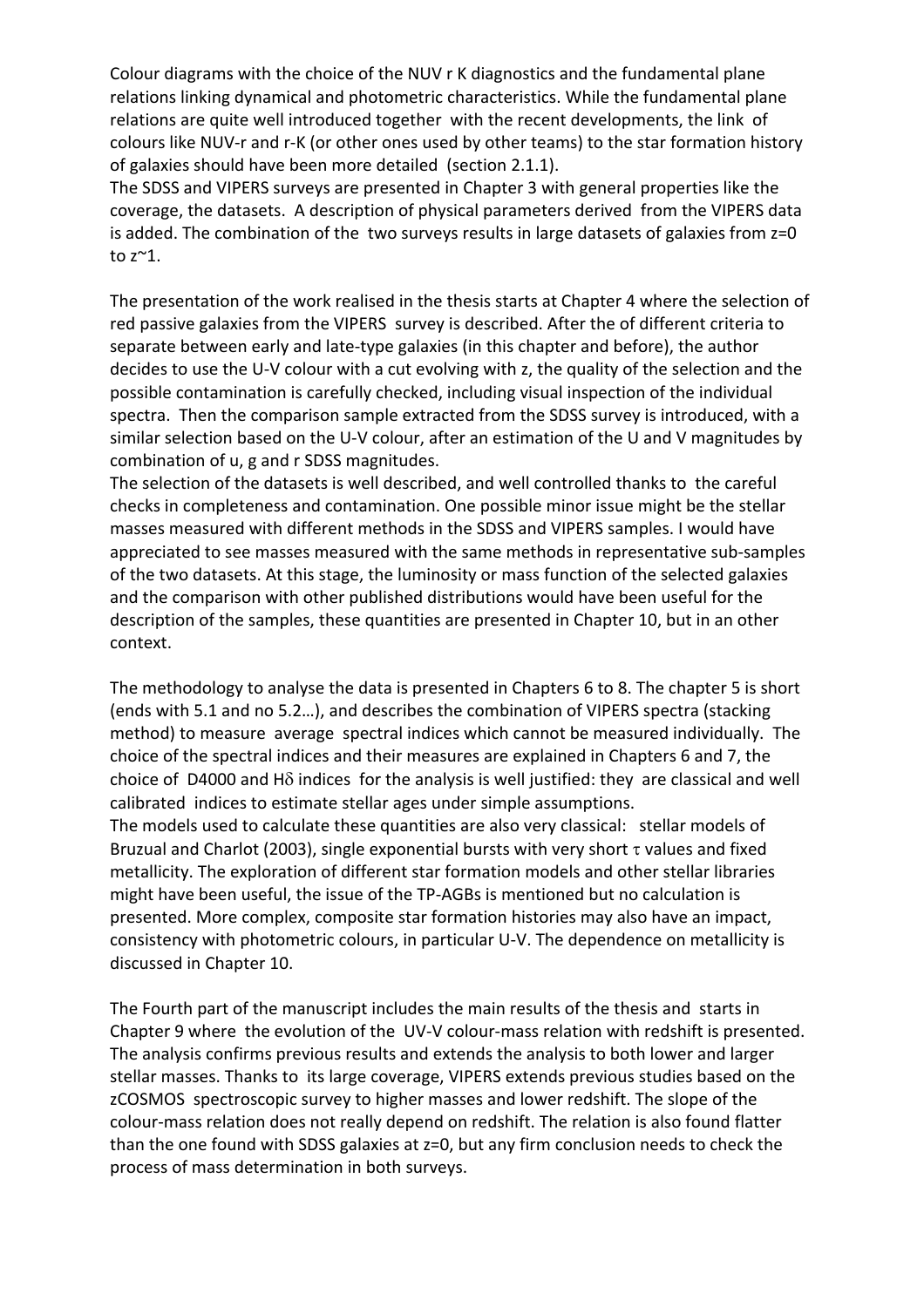Colour diagrams with the choice of the NUV r K diagnostics and the fundamental plane relations linking dynamical and photometric characteristics. While the fundamental plane relations are quite well introduced together with the recent developments, the link of colours like NUV-r and r-K (or other ones used by other teams) to the star formation history of galaxies should have been more detailed (section 2.1.1).

The SDSS and VIPERS surveys are presented in Chapter 3 with general properties like the coverage, the datasets. A description of physical parameters derived from the VIPERS data is added. The combination of the two surveys results in large datasets of galaxies from z=0 to z~1.

The presentation of the work realised in the thesis starts at Chapter 4 where the selection of red passive galaxies from the VIPERS survey is described. After the of different criteria to separate between early and late-type galaxies (in this chapter and before), the author decides to use the U-V colour with a cut evolving with z, the quality of the selection and the possible contamination is carefully checked, including visual inspection of the individual spectra. Then the comparison sample extracted from the SDSS survey is introduced, with a similar selection based on the U-V colour, after an estimation of the U and V magnitudes by combination of u, g and r SDSS magnitudes.

The selection of the datasets is well described, and well controlled thanks to the careful checks in completeness and contamination. One possible minor issue might be the stellar masses measured with different methods in the SDSS and VIPERS samples. I would have appreciated to see masses measured with the same methods in representative sub-samples of the two datasets. At this stage, the luminosity or mass function of the selected galaxies and the comparison with other published distributions would have been useful for the description of the samples, these quantities are presented in Chapter 10, but in an other context.

The methodology to analyse the data is presented in Chapters 6 to 8. The chapter 5 is short (ends with 5.1 and no 5.2…), and describes the combination of VIPERS spectra (stacking method) to measure average spectral indices which cannot be measured individually. The choice of the spectral indices and their measures are explained in Chapters 6 and 7, the choice of D4000 and H$\delta$ indices for the analysis is well justified: they are classical and well calibrated indices to estimate stellar ages under simple assumptions.

The models used to calculate these quantities are also very classical: stellar models of Bruzual and Charlot (2003), single exponential bursts with very short $\tau$ values and fixed metallicity. The exploration of different star formation models and other stellar libraries might have been useful, the issue of the TP-AGBs is mentioned but no calculation is presented. More complex, composite star formation histories may also have an impact, consistency with photometric colours, in particular U-V. The dependence on metallicity is discussed in Chapter 10.

The Fourth part of the manuscript includes the main results of the thesis and starts in Chapter 9 where the evolution of the UV-V colour-mass relation with redshift is presented. The analysis confirms previous results and extends the analysis to both lower and larger stellar masses. Thanks to its large coverage, VIPERS extends previous studies based on the zCOSMOS spectroscopic survey to higher masses and lower redshift. The slope of the colour-mass relation does not really depend on redshift. The relation is also found flatter than the one found with SDSS galaxies at z=0, but any firm conclusion needs to check the process of mass determination in both surveys.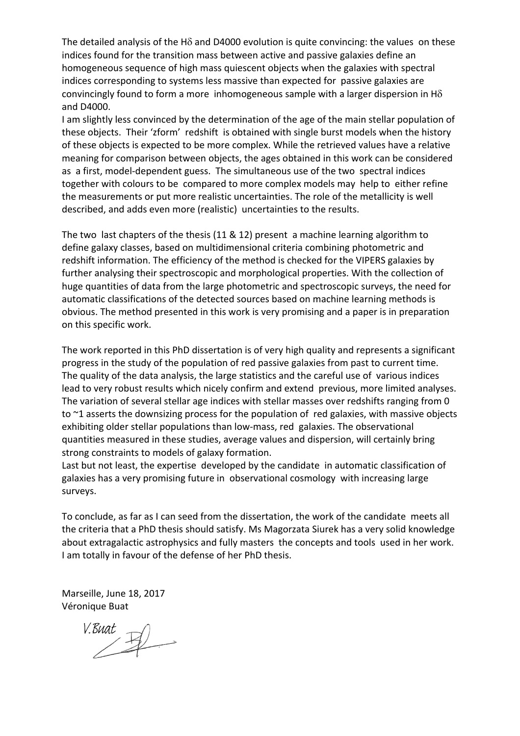The detailed analysis of the Hδ and D4000 evolution is quite convincing: the values on these indices found for the transition mass between active and passive galaxies define an homogeneous sequence of high mass quiescent objects when the galaxies with spectral indices corresponding to systems less massive than expected for passive galaxies are convincingly found to form a more inhomogeneous sample with a larger dispersion in Hδ and D4000.
I am slightly less convinced by the determination of the age of the main stellar population of these objects. Their 'zform' redshift is obtained with single burst models when the history of these objects is expected to be more complex. While the retrieved values have a relative meaning for comparison between objects, the ages obtained in this work can be considered as a first, model-dependent guess. The simultaneous use of the two spectral indices together with colours to be compared to more complex models may help to either refine the measurements or put more realistic uncertainties. The role of the metallicity is well described, and adds even more (realistic) uncertainties to the results.

The two last chapters of the thesis (11 & 12) present a machine learning algorithm to define galaxy classes, based on multidimensional criteria combining photometric and redshift information. The efficiency of the method is checked for the VIPERS galaxies by further analysing their spectroscopic and morphological properties. With the collection of huge quantities of data from the large photometric and spectroscopic surveys, the need for automatic classifications of the detected sources based on machine learning methods is obvious. The method presented in this work is very promising and a paper is in preparation on this specific work.

The work reported in this PhD dissertation is of very high quality and represents a significant progress in the study of the population of red passive galaxies from past to current time. The quality of the data analysis, the large statistics and the careful use of various indices lead to very robust results which nicely confirm and extend previous, more limited analyses. The variation of several stellar age indices with stellar masses over redshifts ranging from 0 to ~1 asserts the downsizing process for the population of red galaxies, with massive objects exhibiting older stellar populations than low-mass, red galaxies. The observational quantities measured in these studies, average values and dispersion, will certainly bring strong constraints to models of galaxy formation.
Last but not least, the expertise developed by the candidate in automatic classification of galaxies has a very promising future in observational cosmology with increasing large surveys.

To conclude, as far as I can seed from the dissertation, the work of the candidate meets all the criteria that a PhD thesis should satisfy. Ms Magorzata Siurek has a very solid knowledge about extragalactic astrophysics and fully masters the concepts and tools used in her work. I am totally in favour of the defense of her PhD thesis.

Marseille, June 18, 2017
Véronique Buat

V.Buat